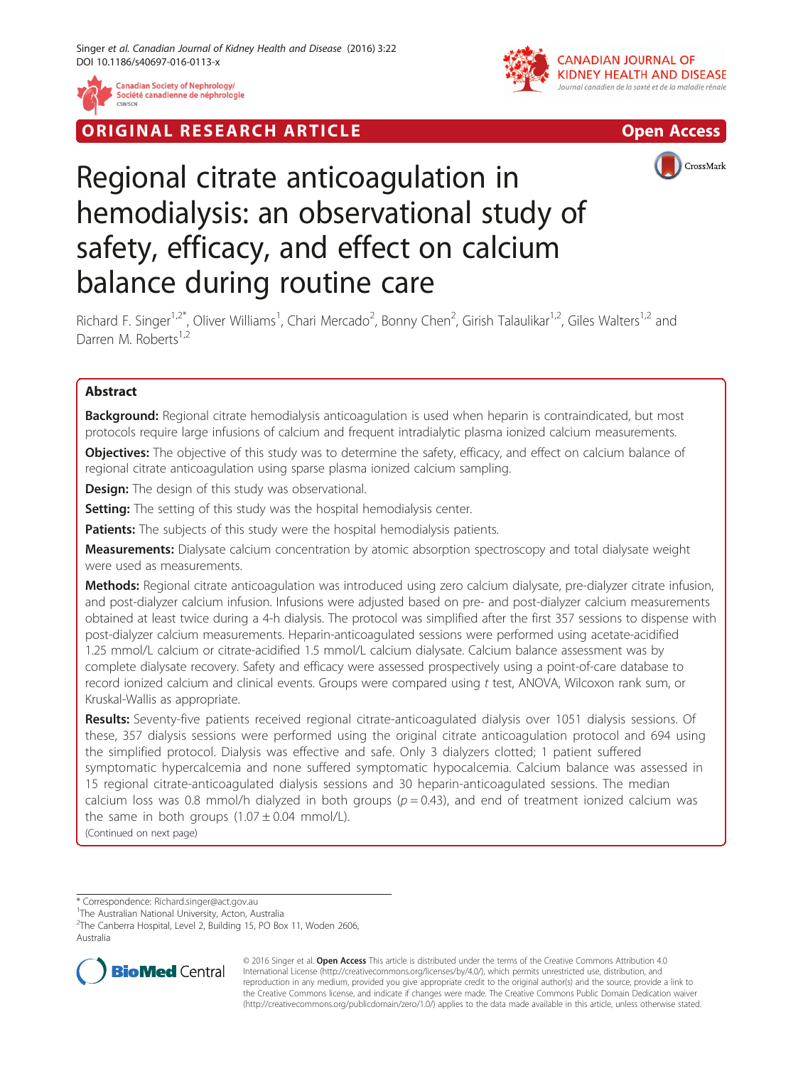ORIGINAL RESEARCH ARTICLE

Open Access

# Regional citrate anticoagulation in hemodialysis: an observational study of safety, efficacy, and effect on calcium balance during routine care

Richard F. Singer[1,2*], Oliver Williams[1], Chari Mercado[2], Bonny Chen[2], Girish Talaulikar[1,2], Giles Walters[1,2] and Darren M. Roberts[1,2]

## Abstract

**Background:** Regional citrate hemodialysis anticoagulation is used when heparin is contraindicated, but most protocols require large infusions of calcium and frequent intradialytic plasma ionized calcium measurements.

**Objectives:** The objective of this study was to determine the safety, efficacy, and effect on calcium balance of regional citrate anticoagulation using sparse plasma ionized calcium sampling.

**Design:** The design of this study was observational.

**Setting:** The setting of this study was the hospital hemodialysis center.

**Patients:** The subjects of this study were the hospital hemodialysis patients.

**Measurements:** Dialysate calcium concentration by atomic absorption spectroscopy and total dialysate weight were used as measurements.

**Methods:** Regional citrate anticoagulation was introduced using zero calcium dialysate, pre-dialyzer citrate infusion, and post-dialyzer calcium infusion. Infusions were adjusted based on pre- and post-dialyzer calcium measurements obtained at least twice during a 4-h dialysis. The protocol was simplified after the first 357 sessions to dispense with post-dialyzer calcium measurements. Heparin-anticoagulated sessions were performed using acetate-acidified 1.25 mmol/L calcium or citrate-acidified 1.5 mmol/L calcium dialysate. Calcium balance assessment was by complete dialysate recovery. Safety and efficacy were assessed prospectively using a point-of-care database to record ionized calcium and clinical events. Groups were compared using *t* test, ANOVA, Wilcoxon rank sum, or Kruskal-Wallis as appropriate.

**Results:** Seventy-five patients received regional citrate-anticoagulated dialysis over 1051 dialysis sessions. Of these, 357 dialysis sessions were performed using the original citrate anticoagulation protocol and 694 using the simplified protocol. Dialysis was effective and safe. Only 3 dialyzers clotted; 1 patient suffered symptomatic hypercalcemia and none suffered symptomatic hypocalcemia. Calcium balance was assessed in 15 regional citrate-anticoagulated dialysis sessions and 30 heparin-anticoagulated sessions. The median calcium loss was 0.8 mmol/h dialyzed in both groups ($p = 0.43$), and end of treatment ionized calcium was the same in both groups ($1.07 \pm 0.04$ mmol/L).

(Continued on next page)

\* Correspondence: Richard.singer@act.gov.au
[1]The Australian National University, Acton, Australia
[2]The Canberra Hospital, Level 2, Building 15, PO Box 11, Woden 2606, Australia

© 2016 Singer et al. **Open Access** This article is distributed under the terms of the Creative Commons Attribution 4.0 International License (http://creativecommons.org/licenses/by/4.0/), which permits unrestricted use, distribution, and reproduction in any medium, provided you give appropriate credit to the original author(s) and the source, provide a link to the Creative Commons license, and indicate if changes were made. The Creative Commons Public Domain Dedication waiver (http://creativecommons.org/publicdomain/zero/1.0/) applies to the data made available in this article, unless otherwise stated.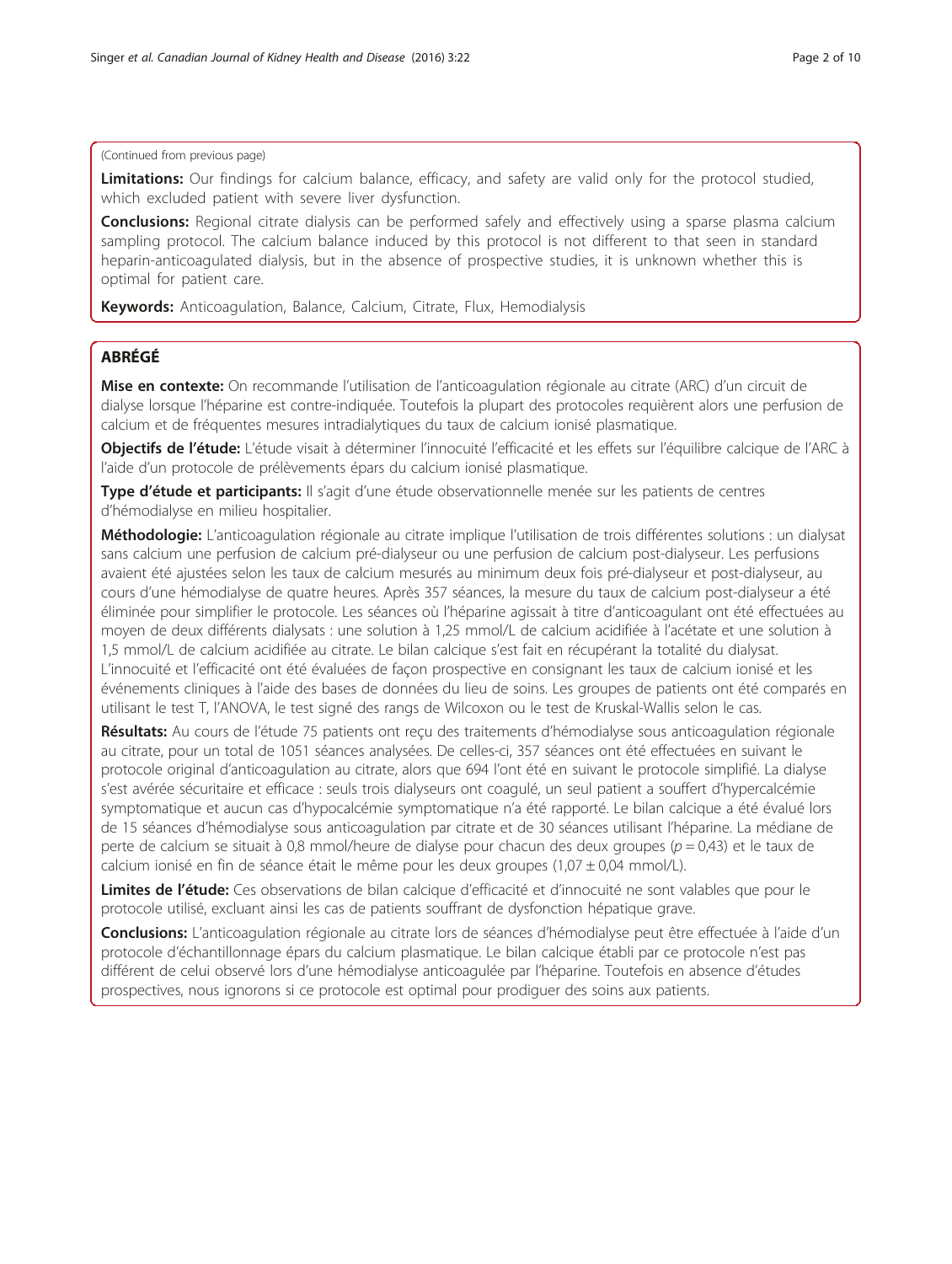(Continued from previous page)

**Limitations:** Our findings for calcium balance, efficacy, and safety are valid only for the protocol studied, which excluded patient with severe liver dysfunction.

**Conclusions:** Regional citrate dialysis can be performed safely and effectively using a sparse plasma calcium sampling protocol. The calcium balance induced by this protocol is not different to that seen in standard heparin-anticoagulated dialysis, but in the absence of prospective studies, it is unknown whether this is optimal for patient care.

**Keywords:** Anticoagulation, Balance, Calcium, Citrate, Flux, Hemodialysis

## ABRÉGÉ

**Mise en contexte:** On recommande l'utilisation de l'anticoagulation régionale au citrate (ARC) d'un circuit de dialyse lorsque l'héparine est contre-indiquée. Toutefois la plupart des protocoles requièrent alors une perfusion de calcium et de fréquentes mesures intradialytiques du taux de calcium ionisé plasmatique.

**Objectifs de l'étude:** L'étude visait à déterminer l'innocuité l'efficacité et les effets sur l'équilibre calcique de l'ARC à l'aide d'un protocole de prélèvements épars du calcium ionisé plasmatique.

**Type d'étude et participants:** Il s'agit d'une étude observationnelle menée sur les patients de centres d'hémodialyse en milieu hospitalier.

**Méthodologie:** L'anticoagulation régionale au citrate implique l'utilisation de trois différentes solutions : un dialysat sans calcium une perfusion de calcium pré-dialyseur ou une perfusion de calcium post-dialyseur. Les perfusions avaient été ajustées selon les taux de calcium mesurés au minimum deux fois pré-dialyseur et post-dialyseur, au cours d'une hémodialyse de quatre heures. Après 357 séances, la mesure du taux de calcium post-dialyseur a été éliminée pour simplifier le protocole. Les séances où l'héparine agissait à titre d'anticoagulant ont été effectuées au moyen de deux différents dialysats : une solution à 1,25 mmol/L de calcium acidifiée à l'acétate et une solution à 1,5 mmol/L de calcium acidifiée au citrate. Le bilan calcique s'est fait en récupérant la totalité du dialysat. L'innocuité et l'efficacité ont été évaluées de façon prospective en consignant les taux de calcium ionisé et les événements cliniques à l'aide des bases de données du lieu de soins. Les groupes de patients ont été comparés en utilisant le test T, l'ANOVA, le test signé des rangs de Wilcoxon ou le test de Kruskal-Wallis selon le cas.

**Résultats:** Au cours de l'étude 75 patients ont reçu des traitements d'hémodialyse sous anticoagulation régionale au citrate, pour un total de 1051 séances analysées. De celles-ci, 357 séances ont été effectuées en suivant le protocole original d'anticoagulation au citrate, alors que 694 l'ont été en suivant le protocole simplifié. La dialyse s'est avérée sécuritaire et efficace : seuls trois dialyseurs ont coagulé, un seul patient a souffert d'hypercalcémie symptomatique et aucun cas d'hypocalcémie symptomatique n'a été rapporté. Le bilan calcique a été évalué lors de 15 séances d'hémodialyse sous anticoagulation par citrate et de 30 séances utilisant l'héparine. La médiane de perte de calcium se situait à 0,8 mmol/heure de dialyse pour chacun des deux groupes ($p = 0,43$) et le taux de calcium ionisé en fin de séance était le même pour les deux groupes ($1,07 \pm 0,04$ mmol/L).

**Limites de l'étude:** Ces observations de bilan calcique d'efficacité et d'innocuité ne sont valables que pour le protocole utilisé, excluant ainsi les cas de patients souffrant de dysfonction hépatique grave.

**Conclusions:** L'anticoagulation régionale au citrate lors de séances d'hémodialyse peut être effectuée à l'aide d'un protocole d'échantillonnage épars du calcium plasmatique. Le bilan calcique établi par ce protocole n'est pas différent de celui observé lors d'une hémodialyse anticoagulée par l'héparine. Toutefois en absence d'études prospectives, nous ignorons si ce protocole est optimal pour prodiguer des soins aux patients.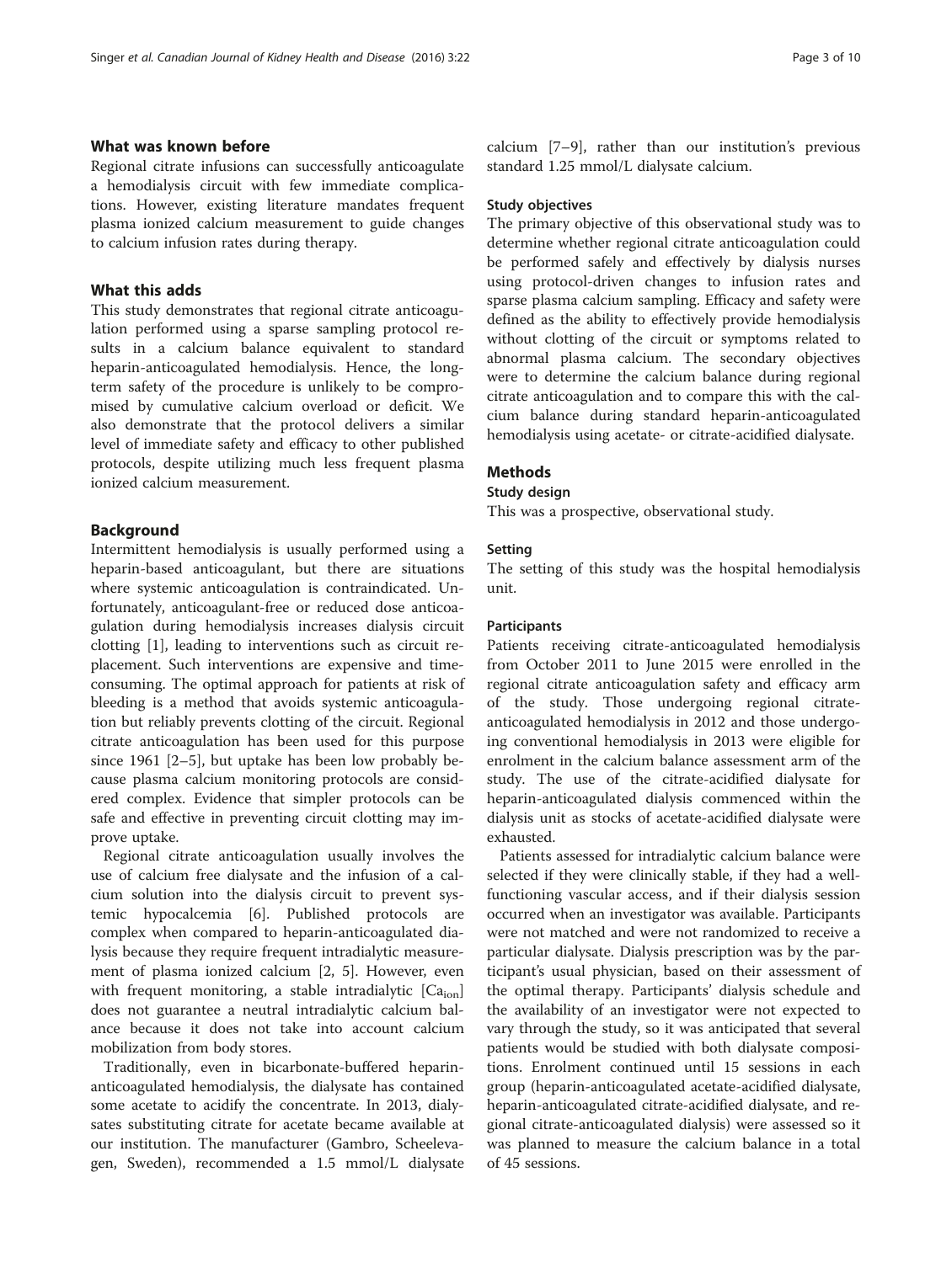## What was known before

Regional citrate infusions can successfully anticoagulate a hemodialysis circuit with few immediate complications. However, existing literature mandates frequent plasma ionized calcium measurement to guide changes to calcium infusion rates during therapy.

## What this adds

This study demonstrates that regional citrate anticoagulation performed using a sparse sampling protocol results in a calcium balance equivalent to standard heparin-anticoagulated hemodialysis. Hence, the long-term safety of the procedure is unlikely to be compromised by cumulative calcium overload or deficit. We also demonstrate that the protocol delivers a similar level of immediate safety and efficacy to other published protocols, despite utilizing much less frequent plasma ionized calcium measurement.

## Background

Intermittent hemodialysis is usually performed using a heparin-based anticoagulant, but there are situations where systemic anticoagulation is contraindicated. Unfortunately, anticoagulant-free or reduced dose anticoagulation during hemodialysis increases dialysis circuit clotting [1], leading to interventions such as circuit replacement. Such interventions are expensive and time-consuming. The optimal approach for patients at risk of bleeding is a method that avoids systemic anticoagulation but reliably prevents clotting of the circuit. Regional citrate anticoagulation has been used for this purpose since 1961 [2–5], but uptake has been low probably because plasma calcium monitoring protocols are considered complex. Evidence that simpler protocols can be safe and effective in preventing circuit clotting may improve uptake.

Regional citrate anticoagulation usually involves the use of calcium free dialysate and the infusion of a calcium solution into the dialysis circuit to prevent systemic hypocalcemia [6]. Published protocols are complex when compared to heparin-anticoagulated dialysis because they require frequent intradialytic measurement of plasma ionized calcium [2, 5]. However, even with frequent monitoring, a stable intradialytic $[Ca_{ion}]$ does not guarantee a neutral intradialytic calcium balance because it does not take into account calcium mobilization from body stores.

Traditionally, even in bicarbonate-buffered heparin-anticoagulated hemodialysis, the dialysate has contained some acetate to acidify the concentrate. In 2013, dialysates substituting citrate for acetate became available at our institution. The manufacturer (Gambro, Scheelevagen, Sweden), recommended a 1.5 mmol/L dialysate calcium [7–9], rather than our institution's previous standard 1.25 mmol/L dialysate calcium.

### Study objectives

The primary objective of this observational study was to determine whether regional citrate anticoagulation could be performed safely and effectively by dialysis nurses using protocol-driven changes to infusion rates and sparse plasma calcium sampling. Efficacy and safety were defined as the ability to effectively provide hemodialysis without clotting of the circuit or symptoms related to abnormal plasma calcium. The secondary objectives were to determine the calcium balance during regional citrate anticoagulation and to compare this with the calcium balance during standard heparin-anticoagulated hemodialysis using acetate- or citrate-acidified dialysate.

## Methods

### Study design

This was a prospective, observational study.

#### Setting

The setting of this study was the hospital hemodialysis unit.

#### Participants

Patients receiving citrate-anticoagulated hemodialysis from October 2011 to June 2015 were enrolled in the regional citrate anticoagulation safety and efficacy arm of the study. Those undergoing regional citrate-anticoagulated hemodialysis in 2012 and those undergoing conventional hemodialysis in 2013 were eligible for enrolment in the calcium balance assessment arm of the study. The use of the citrate-acidified dialysate for heparin-anticoagulated dialysis commenced within the dialysis unit as stocks of acetate-acidified dialysate were exhausted.

Patients assessed for intradialytic calcium balance were selected if they were clinically stable, if they had a well-functioning vascular access, and if their dialysis session occurred when an investigator was available. Participants were not matched and were not randomized to receive a particular dialysate. Dialysis prescription was by the participant's usual physician, based on their assessment of the optimal therapy. Participants' dialysis schedule and the availability of an investigator were not expected to vary through the study, so it was anticipated that several patients would be studied with both dialysate compositions. Enrolment continued until 15 sessions in each group (heparin-anticoagulated acetate-acidified dialysate, heparin-anticoagulated citrate-acidified dialysate, and regional citrate-anticoagulated dialysis) were assessed so it was planned to measure the calcium balance in a total of 45 sessions.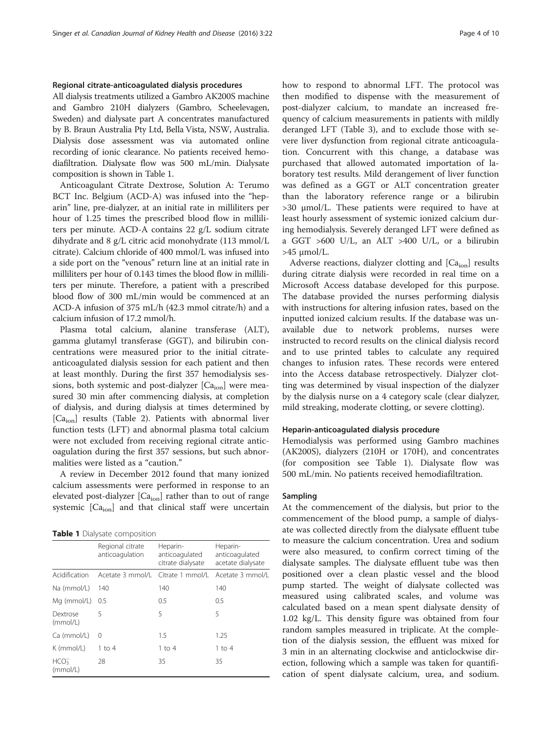#### Regional citrate-anticoagulated dialysis procedures

All dialysis treatments utilized a Gambro AK200S machine and Gambro 210H dialyzers (Gambro, Scheelevagen, Sweden) and dialysate part A concentrates manufactured by B. Braun Australia Pty Ltd, Bella Vista, NSW, Australia. Dialysis dose assessment was via automated online recording of ionic clearance. No patients received hemodiafiltration. Dialysate flow was 500 mL/min. Dialysate composition is shown in Table 1.

Anticoagulant Citrate Dextrose, Solution A: Terumo BCT Inc. Belgium (ACD-A) was infused into the "heparin" line, pre-dialyzer, at an initial rate in milliliters per hour of 1.25 times the prescribed blood flow in milliliters per minute. ACD-A contains 22 g/L sodium citrate dihydrate and 8 g/L citric acid monohydrate (113 mmol/L citrate). Calcium chloride of 400 mmol/L was infused into a side port on the "venous" return line at an initial rate in milliliters per hour of 0.143 times the blood flow in milliliters per minute. Therefore, a patient with a prescribed blood flow of 300 mL/min would be commenced at an ACD-A infusion of 375 mL/h (42.3 mmol citrate/h) and a calcium infusion of 17.2 mmol/h.

Plasma total calcium, alanine transferase (ALT), gamma glutamyl transferase (GGT), and bilirubin concentrations were measured prior to the initial citrate-anticoagulated dialysis session for each patient and then at least monthly. During the first 357 hemodialysis sessions, both systemic and post-dialyzer [$Ca_{ion}$] were measured 30 min after commencing dialysis, at completion of dialysis, and during dialysis at times determined by [$Ca_{ion}$] results (Table 2). Patients with abnormal liver function tests (LFT) and abnormal plasma total calcium were not excluded from receiving regional citrate anticoagulation during the first 357 sessions, but such abnormalities were listed as a "caution."

A review in December 2012 found that many ionized calcium assessments were performed in response to an elevated post-dialyzer [$Ca_{ion}$] rather than to out of range systemic [$Ca_{ion}$] and that clinical staff were uncertain how to respond to abnormal LFT. The protocol was then modified to dispense with the measurement of post-dialyzer calcium, to mandate an increased frequency of calcium measurements in patients with mildly deranged LFT (Table 3), and to exclude those with severe liver dysfunction from regional citrate anticoagulation. Concurrent with this change, a database was purchased that allowed automated importation of laboratory test results. Mild derangement of liver function was defined as a GGT or ALT concentration greater than the laboratory reference range or a bilirubin >30 μmol/L. These patients were required to have at least hourly assessment of systemic ionized calcium during hemodialysis. Severely deranged LFT were defined as a GGT >600 U/L, an ALT >400 U/L, or a bilirubin >45 μmol/L.

Adverse reactions, dialyzer clotting and [$Ca_{ion}$] results during citrate dialysis were recorded in real time on a Microsoft Access database developed for this purpose. The database provided the nurses performing dialysis with instructions for altering infusion rates, based on the inputted ionized calcium results. If the database was unavailable due to network problems, nurses were instructed to record results on the clinical dialysis record and to use printed tables to calculate any required changes to infusion rates. These records were entered into the Access database retrospectively. Dialyzer clotting was determined by visual inspection of the dialyzer by the dialysis nurse on a 4 category scale (clear dialyzer, mild streaking, moderate clotting, or severe clotting).

**Table 1** Dialysate composition

| | Regional citrate anticoagulation | Heparin-anticoagulated citrate dialysate | Heparin-anticoagulated acetate dialysate |
|---|---|---|---|
| Acidification | Acetate 3 mmol/L | Citrate 1 mmol/L | Acetate 3 mmol/L |
| Na (mmol/L) | 140 | 140 | 140 |
| Mg (mmol/L) | 0.5 | 0.5 | 0.5 |
| Dextrose (mmol/L) | 5 | 5 | 5 |
| Ca (mmol/L) | 0 | 1.5 | 1.25 |
| K (mmol/L) | 1 to 4 | 1 to 4 | 1 to 4 |
| $HCO_3^-$ (mmol/L) | 28 | 35 | 35 |

#### Heparin-anticoagulated dialysis procedure

Hemodialysis was performed using Gambro machines (AK200S), dialyzers (210H or 170H), and concentrates (for composition see Table 1). Dialysate flow was 500 mL/min. No patients received hemodiafiltration.

#### Sampling

At the commencement of the dialysis, but prior to the commencement of the blood pump, a sample of dialysate was collected directly from the dialysate effluent tube to measure the calcium concentration. Urea and sodium were also measured, to confirm correct timing of the dialysate samples. The dialysate effluent tube was then positioned over a clean plastic vessel and the blood pump started. The weight of dialysate collected was measured using calibrated scales, and volume was calculated based on a mean spent dialysate density of 1.02 kg/L. This density figure was obtained from four random samples measured in triplicate. At the completion of the dialysis session, the effluent was mixed for 3 min in an alternating clockwise and anticlockwise direction, following which a sample was taken for quantification of spent dialysate calcium, urea, and sodium.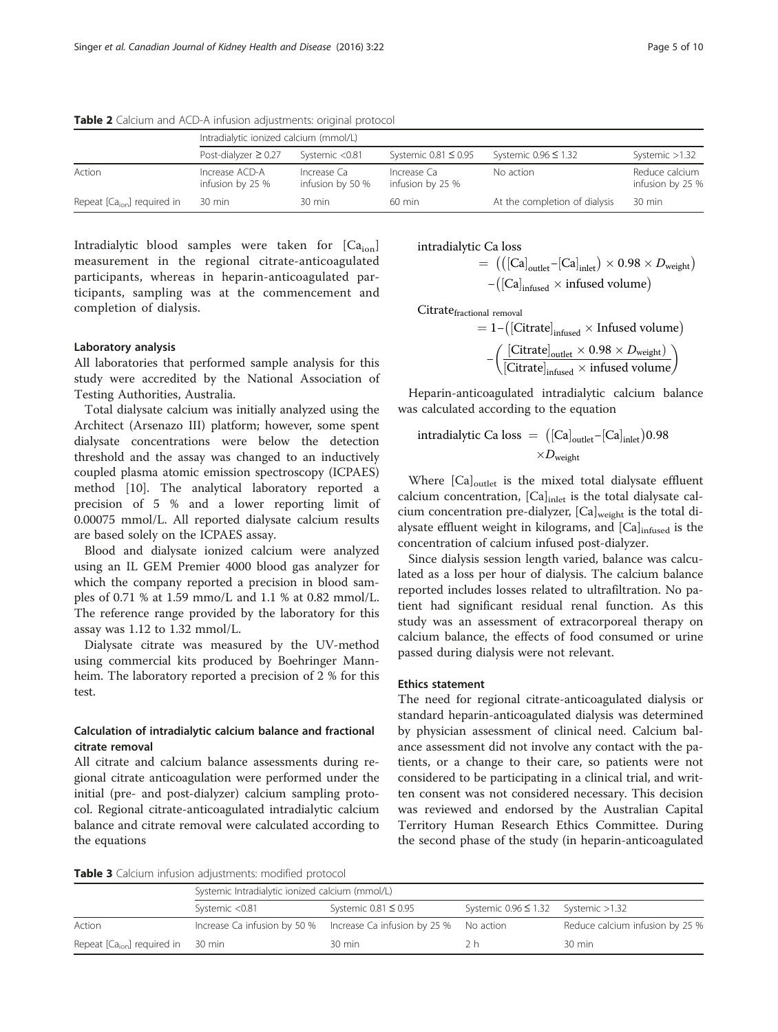**Table 2** Calcium and ACD-A infusion adjustments: original protocol

| | Intradialytic ionized calcium (mmol/L) | | | | |
|---|---|---|---|---|---|
| | Post-dialyzer ≥ 0.27 | Systemic <0.81 | Systemic 0.81 ≤ 0.95 | Systemic 0.96 ≤ 1.32 | Systemic >1.32 |
| Action | Increase ACD-A infusion by 25 % | Increase Ca infusion by 50 % | Increase Ca infusion by 25 % | No action | Reduce calcium infusion by 25 % |
| Repeat $[Ca_{ion}]$ required in | 30 min | 30 min | 60 min | At the completion of dialysis | 30 min |

Intradialytic blood samples were taken for $[Ca_{ion}]$ measurement in the regional citrate-anticoagulated participants, whereas in heparin-anticoagulated participants, sampling was at the commencement and completion of dialysis.

### Laboratory analysis

All laboratories that performed sample analysis for this study were accredited by the National Association of Testing Authorities, Australia.

Total dialysate calcium was initially analyzed using the Architect (Arsenazo III) platform; however, some spent dialysate concentrations were below the detection threshold and the assay was changed to an inductively coupled plasma atomic emission spectroscopy (ICPAES) method [10]. The analytical laboratory reported a precision of 5 % and a lower reporting limit of 0.00075 mmol/L. All reported dialysate calcium results are based solely on the ICPAES assay.

Blood and dialysate ionized calcium were analyzed using an IL GEM Premier 4000 blood gas analyzer for which the company reported a precision in blood samples of 0.71 % at 1.59 mmo/L and 1.1 % at 0.82 mmol/L. The reference range provided by the laboratory for this assay was 1.12 to 1.32 mmol/L.

Dialysate citrate was measured by the UV-method using commercial kits produced by Boehringer Mannheim. The laboratory reported a precision of 2 % for this test.

### Calculation of intradialytic calcium balance and fractional citrate removal

All citrate and calcium balance assessments during regional citrate anticoagulation were performed under the initial (pre- and post-dialyzer) calcium sampling protocol. Regional citrate-anticoagulated intradialytic calcium balance and citrate removal were calculated according to the equations

$$\text{intradialytic Ca loss} = \left(\left([\text{Ca}]_{\text{outlet}} - [\text{Ca}]_{\text{inlet}}\right) \times 0.98 \times D_{\text{weight}}\right) - \left([\text{Ca}]_{\text{infused}} \times \text{infused volume}\right)$$

$$\text{Citrate}_{\text{fractional removal}} = 1 - \left([\text{Citrate}]_{\text{infused}} \times \text{Infused volume}\right) - \left(\frac{[\text{Citrate}]_{\text{outlet}} \times 0.98 \times D_{\text{weight}})}{[\text{Citrate}]_{\text{infused}} \times \text{infused volume}}\right)$$

Heparin-anticoagulated intradialytic calcium balance was calculated according to the equation

$$\text{intradialytic Ca loss} = \left([\text{Ca}]_{\text{outlet}} - [\text{Ca}]_{\text{inlet}}\right)0.98 \times D_{\text{weight}}$$

Where $[Ca]_{outlet}$ is the mixed total dialysate effluent calcium concentration, $[Ca]_{inlet}$ is the total dialysate calcium concentration pre-dialyzer, $[Ca]_{weight}$ is the total dialysate effluent weight in kilograms, and $[Ca]_{infused}$ is the concentration of calcium infused post-dialyzer.

Since dialysis session length varied, balance was calculated as a loss per hour of dialysis. The calcium balance reported includes losses related to ultrafiltration. No patient had significant residual renal function. As this study was an assessment of extracorporeal therapy on calcium balance, the effects of food consumed or urine passed during dialysis were not relevant.

### Ethics statement

The need for regional citrate-anticoagulated dialysis or standard heparin-anticoagulated dialysis was determined by physician assessment of clinical need. Calcium balance assessment did not involve any contact with the patients, or a change to their care, so patients were not considered to be participating in a clinical trial, and written consent was not considered necessary. This decision was reviewed and endorsed by the Australian Capital Territory Human Research Ethics Committee. During the second phase of the study (in heparin-anticoagulated

**Table 3** Calcium infusion adjustments: modified protocol

| | Systemic Intradialytic ionized calcium (mmol/L) | | | |
|---|---|---|---|---|
| | Systemic <0.81 | Systemic 0.81 ≤ 0.95 | Systemic 0.96 ≤ 1.32 | Systemic >1.32 |
| Action | Increase Ca infusion by 50 % | Increase Ca infusion by 25 % | No action | Reduce calcium infusion by 25 % |
| Repeat $[Ca_{ion}]$ required in | 30 min | 30 min | 2 h | 30 min |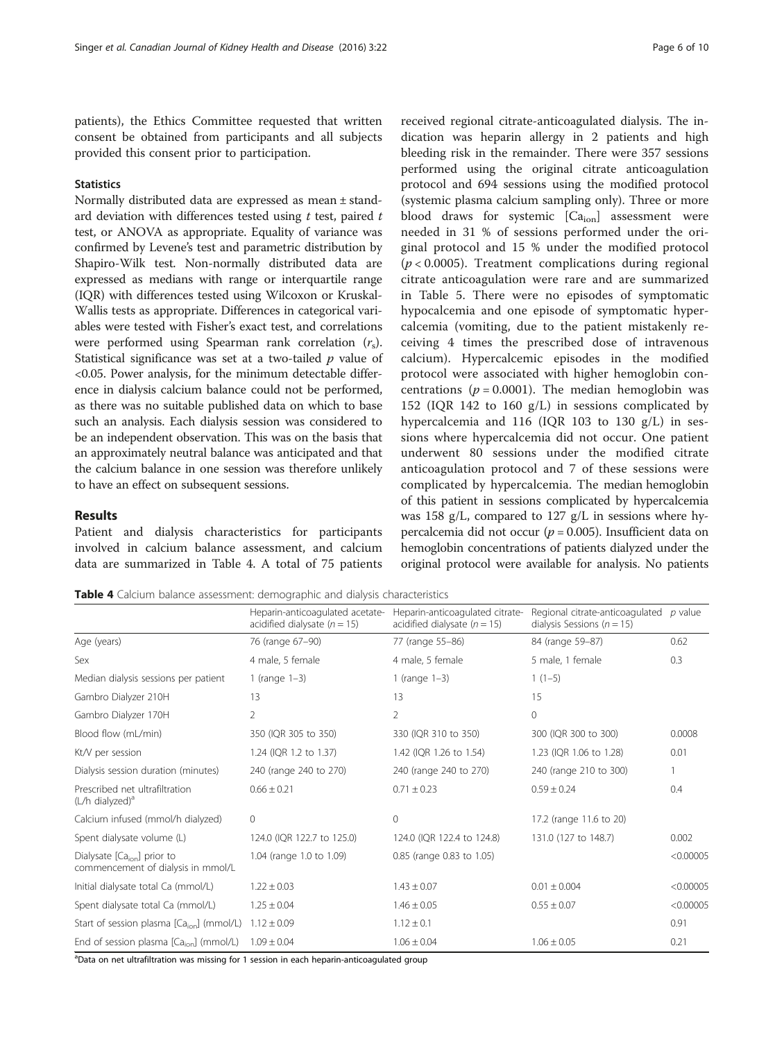patients), the Ethics Committee requested that written consent be obtained from participants and all subjects provided this consent prior to participation.

### Statistics

Normally distributed data are expressed as mean ± standard deviation with differences tested using *t* test, paired *t* test, or ANOVA as appropriate. Equality of variance was confirmed by Levene's test and parametric distribution by Shapiro-Wilk test. Non-normally distributed data are expressed as medians with range or interquartile range (IQR) with differences tested using Wilcoxon or Kruskal-Wallis tests as appropriate. Differences in categorical variables were tested with Fisher's exact test, and correlations were performed using Spearman rank correlation ($r_s$). Statistical significance was set at a two-tailed $p$ value of <0.05. Power analysis, for the minimum detectable difference in dialysis calcium balance could not be performed, as there was no suitable published data on which to base such an analysis. Each dialysis session was considered to be an independent observation. This was on the basis that an approximately neutral balance was anticipated and that the calcium balance in one session was therefore unlikely to have an effect on subsequent sessions.

## Results

Patient and dialysis characteristics for participants involved in calcium balance assessment, and calcium data are summarized in Table 4. A total of 75 patients received regional citrate-anticoagulated dialysis. The indication was heparin allergy in 2 patients and high bleeding risk in the remainder. There were 357 sessions performed using the original citrate anticoagulation protocol and 694 sessions using the modified protocol (systemic plasma calcium sampling only). Three or more blood draws for systemic [$Ca_{ion}$] assessment were needed in 31 % of sessions performed under the original protocol and 15 % under the modified protocol ($p < 0.0005$). Treatment complications during regional citrate anticoagulation were rare and are summarized in Table 5. There were no episodes of symptomatic hypocalcemia and one episode of symptomatic hypercalcemia (vomiting, due to the patient mistakenly receiving 4 times the prescribed dose of intravenous calcium). Hypercalcemic episodes in the modified protocol were associated with higher hemoglobin concentrations ($p = 0.0001$). The median hemoglobin was 152 (IQR 142 to 160 g/L) in sessions complicated by hypercalcemia and 116 (IQR 103 to 130 g/L) in sessions where hypercalcemia did not occur. One patient underwent 80 sessions under the modified citrate anticoagulation protocol and 7 of these sessions were complicated by hypercalcemia. The median hemoglobin of this patient in sessions complicated by hypercalcemia was 158 g/L, compared to 127 g/L in sessions where hypercalcemia did not occur ($p = 0.005$). Insufficient data on hemoglobin concentrations of patients dialyzed under the original protocol were available for analysis. No patients

**Table 4** Calcium balance assessment: demographic and dialysis characteristics

| | Heparin-anticoagulated acetate-acidified dialysate ($n = 15$) | Heparin-anticoagulated citrate-acidified dialysate ($n = 15$) | Regional citrate-anticoagulated dialysis Sessions ($n = 15$) | $p$ value |
|---|---|---|---|---|
| Age (years) | 76 (range 67–90) | 77 (range 55–86) | 84 (range 59–87) | 0.62 |
| Sex | 4 male, 5 female | 4 male, 5 female | 5 male, 1 female | 0.3 |
| Median dialysis sessions per patient | 1 (range 1–3) | 1 (range 1–3) | 1 (1–5) | |
| Gambro Dialyzer 210H | 13 | 13 | 15 | |
| Gambro Dialyzer 170H | 2 | 2 | 0 | |
| Blood flow (mL/min) | 350 (IQR 305 to 350) | 330 (IQR 310 to 350) | 300 (IQR 300 to 300) | 0.0008 |
| Kt/V per session | 1.24 (IQR 1.2 to 1.37) | 1.42 (IQR 1.26 to 1.54) | 1.23 (IQR 1.06 to 1.28) | 0.01 |
| Dialysis session duration (minutes) | 240 (range 240 to 270) | 240 (range 240 to 270) | 240 (range 210 to 300) | 1 |
| Prescribed net ultrafiltration (L/h dialyzed)[a] | 0.66 ± 0.21 | 0.71 ± 0.23 | 0.59 ± 0.24 | 0.4 |
| Calcium infused (mmol/h dialyzed) | 0 | 0 | 17.2 (range 11.6 to 20) | |
| Spent dialysate volume (L) | 124.0 (IQR 122.7 to 125.0) | 124.0 (IQR 122.4 to 124.8) | 131.0 (127 to 148.7) | 0.002 |
| Dialysate [$Ca_{ion}$] prior to commencement of dialysis in mmol/L | 1.04 (range 1.0 to 1.09) | 0.85 (range 0.83 to 1.05) | | <0.00005 |
| Initial dialysate total Ca (mmol/L) | 1.22 ± 0.03 | 1.43 ± 0.07 | 0.01 ± 0.004 | <0.00005 |
| Spent dialysate total Ca (mmol/L) | 1.25 ± 0.04 | 1.46 ± 0.05 | 0.55 ± 0.07 | <0.00005 |
| Start of session plasma [$Ca_{ion}$] (mmol/L) | 1.12 ± 0.09 | 1.12 ± 0.1 | | 0.91 |
| End of session plasma [$Ca_{ion}$] (mmol/L) | 1.09 ± 0.04 | 1.06 ± 0.04 | 1.06 ± 0.05 | 0.21 |

[a]Data on net ultrafiltration was missing for 1 session in each heparin-anticoagulated group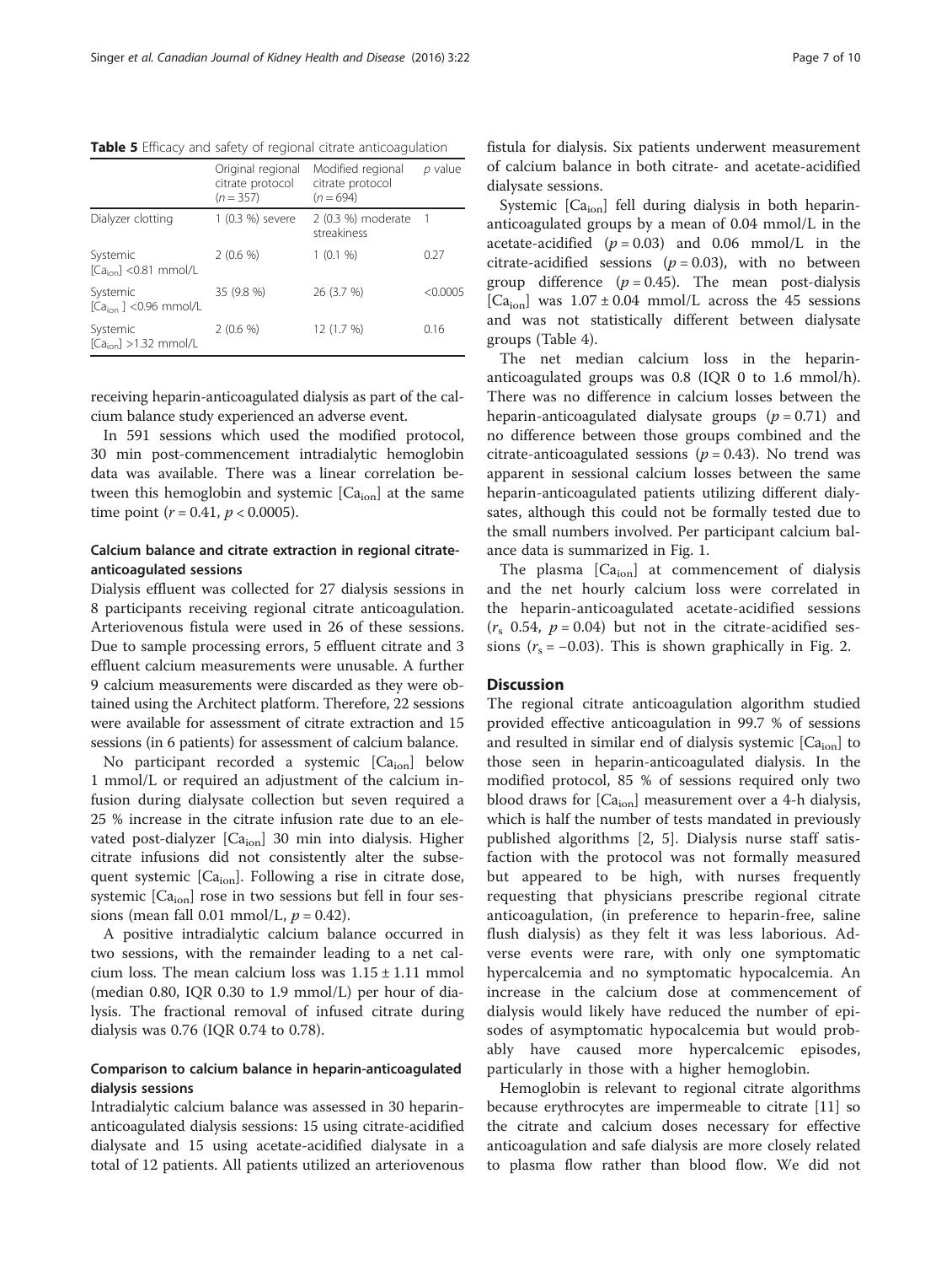**Table 5** Efficacy and safety of regional citrate anticoagulation

| | Original regional citrate protocol ($n = 357$) | Modified regional citrate protocol ($n = 694$) | $p$ value |
|---|---|---|---|
| Dialyzer clotting | 1 (0.3 %) severe | 2 (0.3 %) moderate streakiness | 1 |
| Systemic [$Ca_{ion}$] <0.81 mmol/L | 2 (0.6 %) | 1 (0.1 %) | 0.27 |
| Systemic [$Ca_{ion}$ ] <0.96 mmol/L | 35 (9.8 %) | 26 (3.7 %) | <0.0005 |
| Systemic [$Ca_{ion}$] >1.32 mmol/L | 2 (0.6 %) | 12 (1.7 %) | 0.16 |

receiving heparin-anticoagulated dialysis as part of the calcium balance study experienced an adverse event.

In 591 sessions which used the modified protocol, 30 min post-commencement intradialytic hemoglobin data was available. There was a linear correlation between this hemoglobin and systemic [$Ca_{ion}$] at the same time point ($r = 0.41$, $p < 0.0005$).

### Calcium balance and citrate extraction in regional citrate-anticoagulated sessions

Dialysis effluent was collected for 27 dialysis sessions in 8 participants receiving regional citrate anticoagulation. Arteriovenous fistula were used in 26 of these sessions. Due to sample processing errors, 5 effluent citrate and 3 effluent calcium measurements were unusable. A further 9 calcium measurements were discarded as they were obtained using the Architect platform. Therefore, 22 sessions were available for assessment of citrate extraction and 15 sessions (in 6 patients) for assessment of calcium balance.

No participant recorded a systemic [$Ca_{ion}$] below 1 mmol/L or required an adjustment of the calcium infusion during dialysate collection but seven required a 25 % increase in the citrate infusion rate due to an elevated post-dialyzer [$Ca_{ion}$] 30 min into dialysis. Higher citrate infusions did not consistently alter the subsequent systemic [$Ca_{ion}$]. Following a rise in citrate dose, systemic [$Ca_{ion}$] rose in two sessions but fell in four sessions (mean fall 0.01 mmol/L, $p = 0.42$).

A positive intradialytic calcium balance occurred in two sessions, with the remainder leading to a net calcium loss. The mean calcium loss was $1.15 \pm 1.11$ mmol (median 0.80, IQR 0.30 to 1.9 mmol/L) per hour of dialysis. The fractional removal of infused citrate during dialysis was 0.76 (IQR 0.74 to 0.78).

### Comparison to calcium balance in heparin-anticoagulated dialysis sessions

Intradialytic calcium balance was assessed in 30 heparin-anticoagulated dialysis sessions: 15 using citrate-acidified dialysate and 15 using acetate-acidified dialysate in a total of 12 patients. All patients utilized an arteriovenous fistula for dialysis. Six patients underwent measurement of calcium balance in both citrate- and acetate-acidified dialysate sessions.

Systemic [$Ca_{ion}$] fell during dialysis in both heparin-anticoagulated groups by a mean of 0.04 mmol/L in the acetate-acidified ($p = 0.03$) and 0.06 mmol/L in the citrate-acidified sessions ($p = 0.03$), with no between group difference ($p = 0.45$). The mean post-dialysis [$Ca_{ion}$] was $1.07 \pm 0.04$ mmol/L across the 45 sessions and was not statistically different between dialysate groups (Table 4).

The net median calcium loss in the heparin-anticoagulated groups was 0.8 (IQR 0 to 1.6 mmol/h). There was no difference in calcium losses between the heparin-anticoagulated dialysate groups ($p = 0.71$) and no difference between those groups combined and the citrate-anticoagulated sessions ($p = 0.43$). No trend was apparent in sessional calcium losses between the same heparin-anticoagulated patients utilizing different dialysates, although this could not be formally tested due to the small numbers involved. Per participant calcium balance data is summarized in Fig. 1.

The plasma [$Ca_{ion}$] at commencement of dialysis and the net hourly calcium loss were correlated in the heparin-anticoagulated acetate-acidified sessions ($r_s$ 0.54, $p = 0.04$) but not in the citrate-acidified sessions ($r_s = -0.03$). This is shown graphically in Fig. 2.

## Discussion

The regional citrate anticoagulation algorithm studied provided effective anticoagulation in 99.7 % of sessions and resulted in similar end of dialysis systemic [$Ca_{ion}$] to those seen in heparin-anticoagulated dialysis. In the modified protocol, 85 % of sessions required only two blood draws for [$Ca_{ion}$] measurement over a 4-h dialysis, which is half the number of tests mandated in previously published algorithms [2, 5]. Dialysis nurse staff satisfaction with the protocol was not formally measured but appeared to be high, with nurses frequently requesting that physicians prescribe regional citrate anticoagulation, (in preference to heparin-free, saline flush dialysis) as they felt it was less laborious. Adverse events were rare, with only one symptomatic hypercalcemia and no symptomatic hypocalcemia. An increase in the calcium dose at commencement of dialysis would likely have reduced the number of episodes of asymptomatic hypocalcemia but would probably have caused more hypercalcemic episodes, particularly in those with a higher hemoglobin.

Hemoglobin is relevant to regional citrate algorithms because erythrocytes are impermeable to citrate [11] so the citrate and calcium doses necessary for effective anticoagulation and safe dialysis are more closely related to plasma flow rather than blood flow. We did not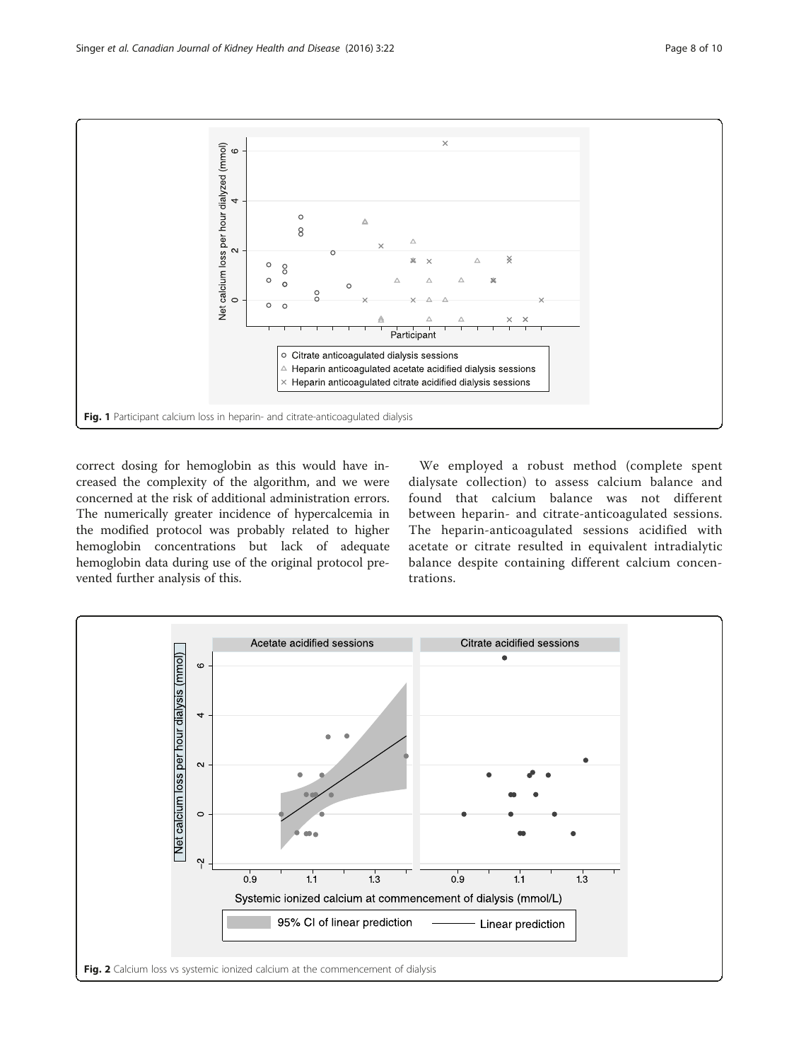Fig. 1 Participant calcium loss in heparin- and citrate-anticoagulated dialysis

correct dosing for hemoglobin as this would have increased the complexity of the algorithm, and we were concerned at the risk of additional administration errors. The numerically greater incidence of hypercalcemia in the modified protocol was probably related to higher hemoglobin concentrations but lack of adequate hemoglobin data during use of the original protocol prevented further analysis of this.

We employed a robust method (complete spent dialysate collection) to assess calcium balance and found that calcium balance was not different between heparin- and citrate-anticoagulated sessions. The heparin-anticoagulated sessions acidified with acetate or citrate resulted in equivalent intradialytic balance despite containing different calcium concentrations.

Fig. 2 Calcium loss vs systemic ionized calcium at the commencement of dialysis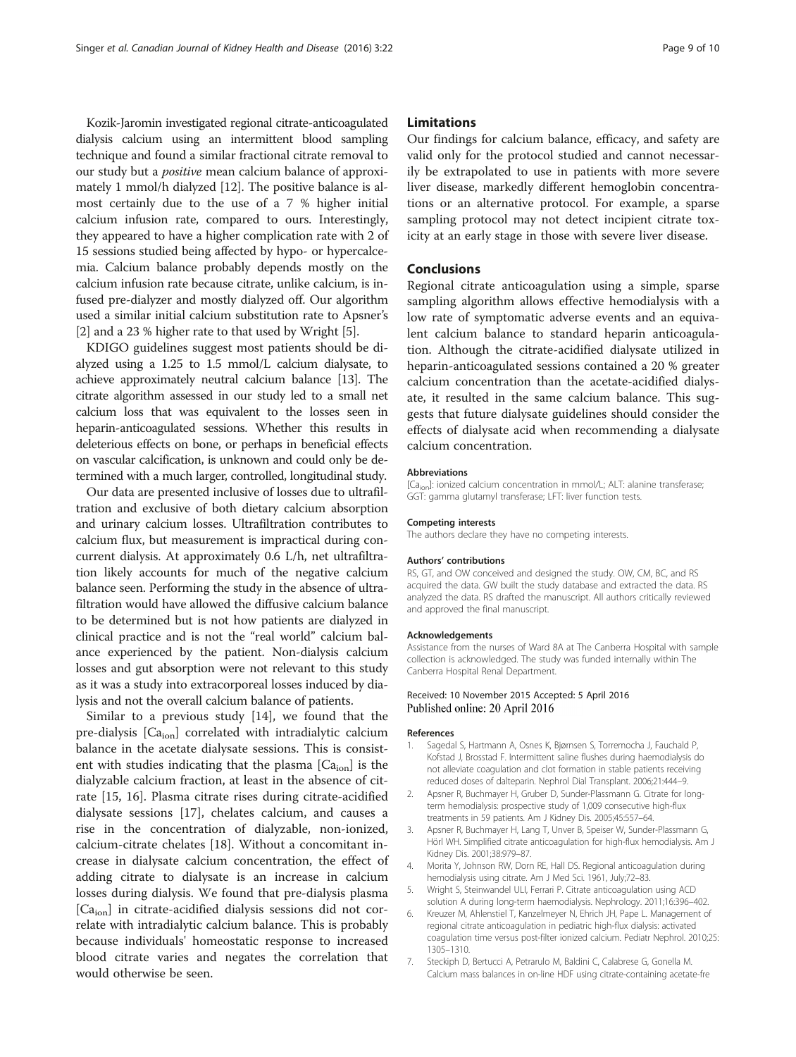Kozik-Jaromin investigated regional citrate-anticoagulated dialysis calcium using an intermittent blood sampling technique and found a similar fractional citrate removal to our study but a *positive* mean calcium balance of approximately 1 mmol/h dialyzed [12]. The positive balance is almost certainly due to the use of a 7 % higher initial calcium infusion rate, compared to ours. Interestingly, they appeared to have a higher complication rate with 2 of 15 sessions studied being affected by hypo- or hypercalcemia. Calcium balance probably depends mostly on the calcium infusion rate because citrate, unlike calcium, is infused pre-dialyzer and mostly dialyzed off. Our algorithm used a similar initial calcium substitution rate to Apsner's [2] and a 23 % higher rate to that used by Wright [5].

KDIGO guidelines suggest most patients should be dialyzed using a 1.25 to 1.5 mmol/L calcium dialysate, to achieve approximately neutral calcium balance [13]. The citrate algorithm assessed in our study led to a small net calcium loss that was equivalent to the losses seen in heparin-anticoagulated sessions. Whether this results in deleterious effects on bone, or perhaps in beneficial effects on vascular calcification, is unknown and could only be determined with a much larger, controlled, longitudinal study.

Our data are presented inclusive of losses due to ultrafiltration and exclusive of both dietary calcium absorption and urinary calcium losses. Ultrafiltration contributes to calcium flux, but measurement is impractical during concurrent dialysis. At approximately 0.6 L/h, net ultrafiltration likely accounts for much of the negative calcium balance seen. Performing the study in the absence of ultrafiltration would have allowed the diffusive calcium balance to be determined but is not how patients are dialyzed in clinical practice and is not the "real world" calcium balance experienced by the patient. Non-dialysis calcium losses and gut absorption were not relevant to this study as it was a study into extracorporeal losses induced by dialysis and not the overall calcium balance of patients.

Similar to a previous study [14], we found that the pre-dialysis $[Ca_{ion}]$ correlated with intradialytic calcium balance in the acetate dialysate sessions. This is consistent with studies indicating that the plasma $[Ca_{ion}]$ is the dialyzable calcium fraction, at least in the absence of citrate [15, 16]. Plasma citrate rises during citrate-acidified dialysate sessions [17], chelates calcium, and causes a rise in the concentration of dialyzable, non-ionized, calcium-citrate chelates [18]. Without a concomitant increase in dialysate calcium concentration, the effect of adding citrate to dialysate is an increase in calcium losses during dialysis. We found that pre-dialysis plasma $[Ca_{ion}]$ in citrate-acidified dialysis sessions did not correlate with intradialytic calcium balance. This is probably because individuals' homeostatic response to increased blood citrate varies and negates the correlation that would otherwise be seen.

## Limitations

Our findings for calcium balance, efficacy, and safety are valid only for the protocol studied and cannot necessarily be extrapolated to use in patients with more severe liver disease, markedly different hemoglobin concentrations or an alternative protocol. For example, a sparse sampling protocol may not detect incipient citrate toxicity at an early stage in those with severe liver disease.

## Conclusions

Regional citrate anticoagulation using a simple, sparse sampling algorithm allows effective hemodialysis with a low rate of symptomatic adverse events and an equivalent calcium balance to standard heparin anticoagulation. Although the citrate-acidified dialysate utilized in heparin-anticoagulated sessions contained a 20 % greater calcium concentration than the acetate-acidified dialysate, it resulted in the same calcium balance. This suggests that future dialysate guidelines should consider the effects of dialysate acid when recommending a dialysate calcium concentration.

#### Abbreviations

$[Ca_{ion}]$: ionized calcium concentration in mmol/L; ALT: alanine transferase; GGT: gamma glutamyl transferase; LFT: liver function tests.

#### Competing interests

The authors declare they have no competing interests.

#### Authors' contributions

RS, GT, and OW conceived and designed the study. OW, CM, BC, and RS acquired the data. GW built the study database and extracted the data. RS analyzed the data. RS drafted the manuscript. All authors critically reviewed and approved the final manuscript.

#### Acknowledgements

Assistance from the nurses of Ward 8A at The Canberra Hospital with sample collection is acknowledged. The study was funded internally within The Canberra Hospital Renal Department.

Received: 10 November 2015 Accepted: 5 April 2016
Published online: 20 April 2016

#### References

1. Sagedal S, Hartmann A, Osnes K, Bjørnsen S, Torremocha J, Fauchald P, Kofstad J, Brosstad F. Intermittent saline flushes during haemodialysis do not alleviate coagulation and clot formation in stable patients receiving reduced doses of dalteparin. Nephrol Dial Transplant. 2006;21:444–9.
2. Apsner R, Buchmayer H, Gruber D, Sunder-Plassmann G. Citrate for long-term hemodialysis: prospective study of 1,009 consecutive high-flux treatments in 59 patients. Am J Kidney Dis. 2005;45:557–64.
3. Apsner R, Buchmayer H, Lang T, Unver B, Speiser W, Sunder-Plassmann G, Hörl WH. Simplified citrate anticoagulation for high-flux hemodialysis. Am J Kidney Dis. 2001;38:979–87.
4. Morita Y, Johnson RW, Dorn RE, Hall DS. Regional anticoagulation during hemodialysis using citrate. Am J Med Sci. 1961, July;72–83.
5. Wright S, Steinwandel ULI, Ferrari P. Citrate anticoagulation using ACD solution A during long-term haemodialysis. Nephrology. 2011;16:396–402.
6. Kreuzer M, Ahlenstiel T, Kanzelmeyer N, Ehrich JH, Pape L. Management of regional citrate anticoagulation in pediatric high-flux dialysis: activated coagulation time versus post-filter ionized calcium. Pediatr Nephrol. 2010;25: 1305–1310.
7. Steckiph D, Bertucci A, Petrarulo M, Baldini C, Calabrese G, Gonella M. Calcium mass balances in on-line HDF using citrate-containing acetate-fre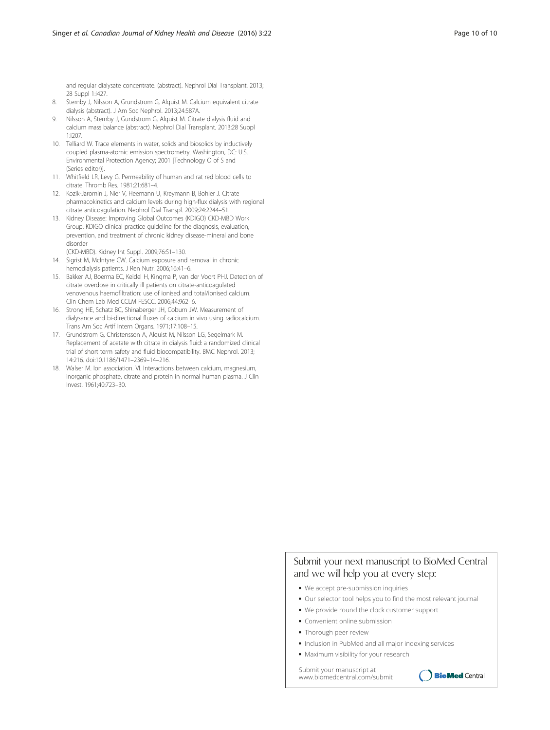and regular dialysate concentrate. (abstract). Nephrol Dial Transplant. 2013; 28 Suppl 1:i427.

8. Sternby J, Nilsson A, Grundstrom G, Alquist M. Calcium equivalent citrate dialysis (abstract). J Am Soc Nephrol. 2013;24:587A.
9. Nilsson A, Sternby J, Gundstrom G, Alquist M. Citrate dialysis fluid and calcium mass balance (abstract). Nephrol Dial Transplant. 2013;28 Suppl 1:i207.
10. Telliard W. Trace elements in water, solids and biosolids by inductively coupled plasma-atomic emission spectrometry. Washington, DC: U.S. Environmental Protection Agency; 2001 [Technology O of S and (Series editor)].
11. Whitfield LR, Levy G. Permeability of human and rat red blood cells to citrate. Thromb Res. 1981;21:681–4.
12. Kozik-Jaromin J, Nier V, Heemann U, Kreymann B, Bohler J. Citrate pharmacokinetics and calcium levels during high-flux dialysis with regional citrate anticoagulation. Nephrol Dial Transpl. 2009;24:2244–51.
13. Kidney Disease: Improving Global Outcomes (KDIGO) CKD-MBD Work Group. KDIGO clinical practice guideline for the diagnosis, evaluation, prevention, and treatment of chronic kidney disease-mineral and bone disorder (CKD-MBD). Kidney Int Suppl. 2009;76:S1–130.
14. Sigrist M, McIntyre CW. Calcium exposure and removal in chronic hemodialysis patients. J Ren Nutr. 2006;16:41–6.
15. Bakker AJ, Boerma EC, Keidel H, Kingma P, van der Voort PHJ. Detection of citrate overdose in critically ill patients on citrate-anticoagulated venovenous haemofiltration: use of ionised and total/ionised calcium. Clin Chem Lab Med CCLM FESCC. 2006;44:962–6.
16. Strong HE, Schatz BC, Shinaberger JH, Coburn JW. Measurement of dialysance and bi-directional fluxes of calcium in vivo using radiocalcium. Trans Am Soc Artif Intern Organs. 1971;17:108–15.
17. Grundstrom G, Christensson A, Alquist M, Nilsson LG, Segelmark M. Replacement of acetate with citrate in dialysis fluid: a randomized clinical trial of short term safety and fluid biocompatibility. BMC Nephrol. 2013; 14:216. doi:10.1186/1471–2369–14–216.
18. Walser M. Ion association. VI. Interactions between calcium, magnesium, inorganic phosphate, citrate and protein in normal human plasma. J Clin Invest. 1961;40:723–30.